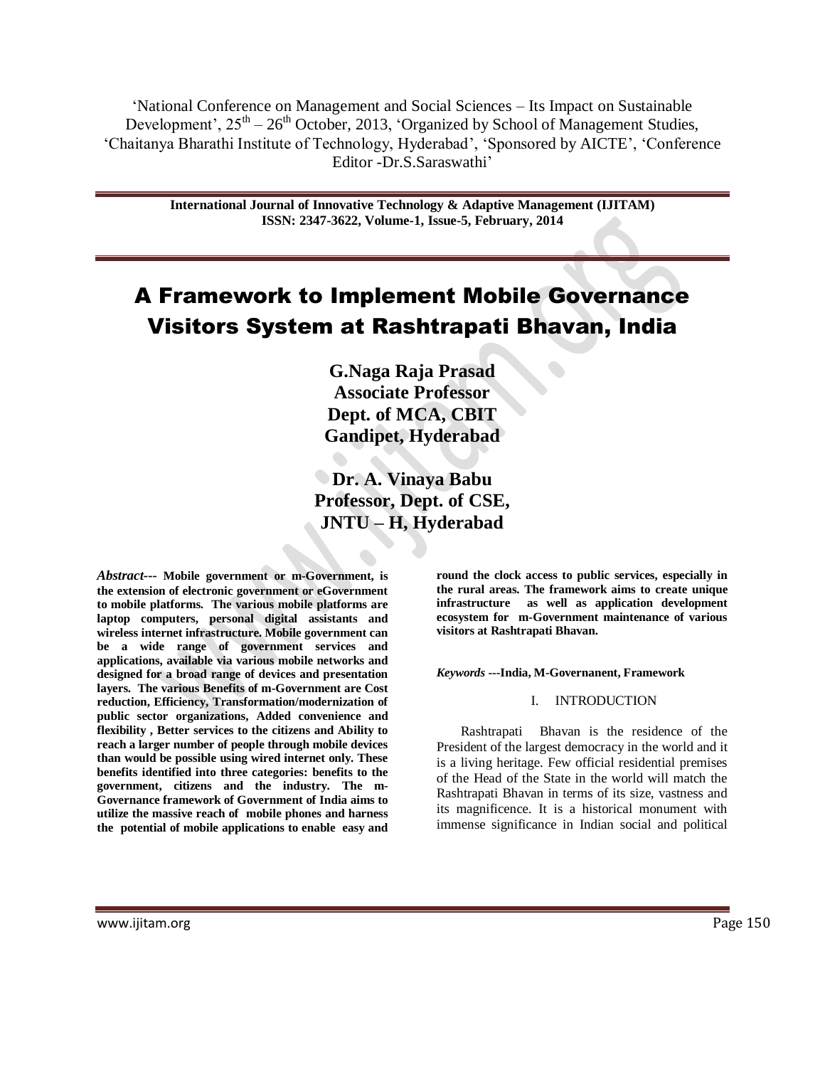'National Conference on Management and Social Sciences – Its Impact on Sustainable Development', 25th – 26th October, 2013, 'Organized by School of Management Studies, 'Chaitanya Bharathi Institute of Technology, Hyderabad', 'Sponsored by AICTE', 'Conference Editor -Dr.S.Saraswathi'

**International Journal of Innovative Technology & Adaptive Management (IJITAM)**
**ISSN: 2347-3622, Volume-1, Issue-5, February, 2014**

# A Framework to Implement Mobile Governance Visitors System at Rashtrapati Bhavan, India

**G.Naga Raja Prasad**
**Associate Professor**
**Dept. of MCA, CBIT**
**Gandipet, Hyderabad**

**Dr. A. Vinaya Babu**
**Professor, Dept. of CSE,**
**JNTU – H, Hyderabad**

***Abstract---*** **Mobile government or m-Government, is the extension of electronic government or eGovernment to mobile platforms. The various mobile platforms are laptop computers, personal digital assistants and wireless internet infrastructure. Mobile government can be a wide range of government services and applications, available via various mobile networks and designed for a broad range of devices and presentation layers. The various Benefits of m-Government are Cost reduction, Efficiency, Transformation/modernization of public sector organizations, Added convenience and flexibility , Better services to the citizens and Ability to reach a larger number of people through mobile devices than would be possible using wired internet only. These benefits identified into three categories: benefits to the government, citizens and the industry. The m-Governance framework of Government of India aims to utilize the massive reach of mobile phones and harness the potential of mobile applications to enable easy and round the clock access to public services, especially in the rural areas. The framework aims to create unique infrastructure as well as application development ecosystem for m-Government maintenance of various visitors at Rashtrapati Bhavan.**

***Keywords*** **---India, M-Governanent, Framework**

## I. INTRODUCTION

Rashtrapati Bhavan is the residence of the President of the largest democracy in the world and it is a living heritage. Few official residential premises of the Head of the State in the world will match the Rashtrapati Bhavan in terms of its size, vastness and its magnificence. It is a historical monument with immense significance in Indian social and political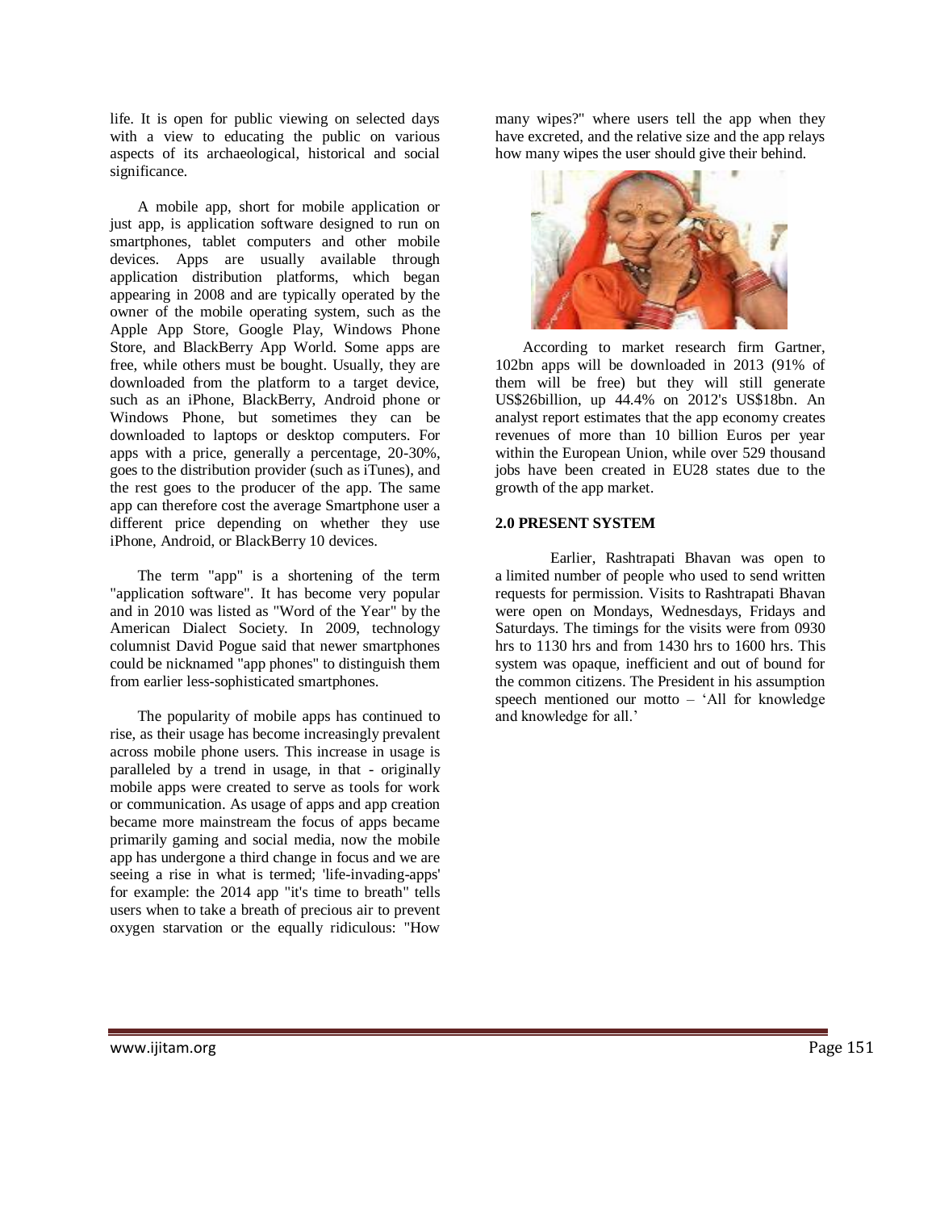life. It is open for public viewing on selected days with a view to educating the public on various aspects of its archaeological, historical and social significance.

A mobile app, short for mobile application or just app, is application software designed to run on smartphones, tablet computers and other mobile devices. Apps are usually available through application distribution platforms, which began appearing in 2008 and are typically operated by the owner of the mobile operating system, such as the Apple App Store, Google Play, Windows Phone Store, and BlackBerry App World. Some apps are free, while others must be bought. Usually, they are downloaded from the platform to a target device, such as an iPhone, BlackBerry, Android phone or Windows Phone, but sometimes they can be downloaded to laptops or desktop computers. For apps with a price, generally a percentage, 20-30%, goes to the distribution provider (such as iTunes), and the rest goes to the producer of the app. The same app can therefore cost the average Smartphone user a different price depending on whether they use iPhone, Android, or BlackBerry 10 devices.

The term "app" is a shortening of the term "application software". It has become very popular and in 2010 was listed as "Word of the Year" by the American Dialect Society. In 2009, technology columnist David Pogue said that newer smartphones could be nicknamed "app phones" to distinguish them from earlier less-sophisticated smartphones.

The popularity of mobile apps has continued to rise, as their usage has become increasingly prevalent across mobile phone users. This increase in usage is paralleled by a trend in usage, in that - originally mobile apps were created to serve as tools for work or communication. As usage of apps and app creation became more mainstream the focus of apps became primarily gaming and social media, now the mobile app has undergone a third change in focus and we are seeing a rise in what is termed; 'life-invading-apps' for example: the 2014 app "it's time to breath" tells users when to take a breath of precious air to prevent oxygen starvation or the equally ridiculous: "How many wipes?" where users tell the app when they have excreted, and the relative size and the app relays how many wipes the user should give their behind.

According to market research firm Gartner, 102bn apps will be downloaded in 2013 (91% of them will be free) but they will still generate US$26billion, up 44.4% on 2012's US$18bn. An analyst report estimates that the app economy creates revenues of more than 10 billion Euros per year within the European Union, while over 529 thousand jobs have been created in EU28 states due to the growth of the app market.

**2.0 PRESENT SYSTEM**

Earlier, Rashtrapati Bhavan was open to a limited number of people who used to send written requests for permission. Visits to Rashtrapati Bhavan were open on Mondays, Wednesdays, Fridays and Saturdays. The timings for the visits were from 0930 hrs to 1130 hrs and from 1430 hrs to 1600 hrs. This system was opaque, inefficient and out of bound for the common citizens. The President in his assumption speech mentioned our motto – 'All for knowledge and knowledge for all.'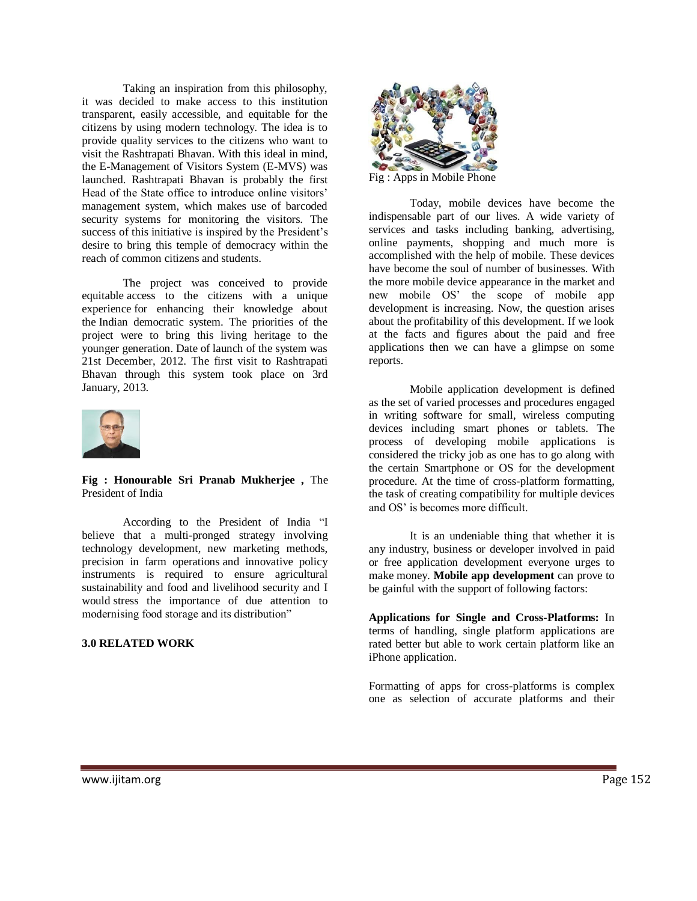Taking an inspiration from this philosophy, it was decided to make access to this institution transparent, easily accessible, and equitable for the citizens by using modern technology. The idea is to provide quality services to the citizens who want to visit the Rashtrapati Bhavan. With this ideal in mind, the E-Management of Visitors System (E-MVS) was launched. Rashtrapati Bhavan is probably the first Head of the State office to introduce online visitors' management system, which makes use of barcoded security systems for monitoring the visitors. The success of this initiative is inspired by the President's desire to bring this temple of democracy within the reach of common citizens and students.

The project was conceived to provide equitable access to the citizens with a unique experience for enhancing their knowledge about the Indian democratic system. The priorities of the project were to bring this living heritage to the younger generation. Date of launch of the system was 21st December, 2012. The first visit to Rashtrapati Bhavan through this system took place on 3rd January, 2013.

**Fig : Honourable Sri Pranab Mukherjee ,** The President of India

According to the President of India "I believe that a multi-pronged strategy involving technology development, new marketing methods, precision in farm operations and innovative policy instruments is required to ensure agricultural sustainability and food and livelihood security and I would stress the importance of due attention to modernising food storage and its distribution"

## 3.0 RELATED WORK

Fig : Apps in Mobile Phone

Today, mobile devices have become the indispensable part of our lives. A wide variety of services and tasks including banking, advertising, online payments, shopping and much more is accomplished with the help of mobile. These devices have become the soul of number of businesses. With the more mobile device appearance in the market and new mobile OS' the scope of mobile app development is increasing. Now, the question arises about the profitability of this development. If we look at the facts and figures about the paid and free applications then we can have a glimpse on some reports.

Mobile application development is defined as the set of varied processes and procedures engaged in writing software for small, wireless computing devices including smart phones or tablets. The process of developing mobile applications is considered the tricky job as one has to go along with the certain Smartphone or OS for the development procedure. At the time of cross-platform formatting, the task of creating compatibility for multiple devices and OS' is becomes more difficult.

It is an undeniable thing that whether it is any industry, business or developer involved in paid or free application development everyone urges to make money. **Mobile app development** can prove to be gainful with the support of following factors:

**Applications for Single and Cross-Platforms:** In terms of handling, single platform applications are rated better but able to work certain platform like an iPhone application.

Formatting of apps for cross-platforms is complex one as selection of accurate platforms and their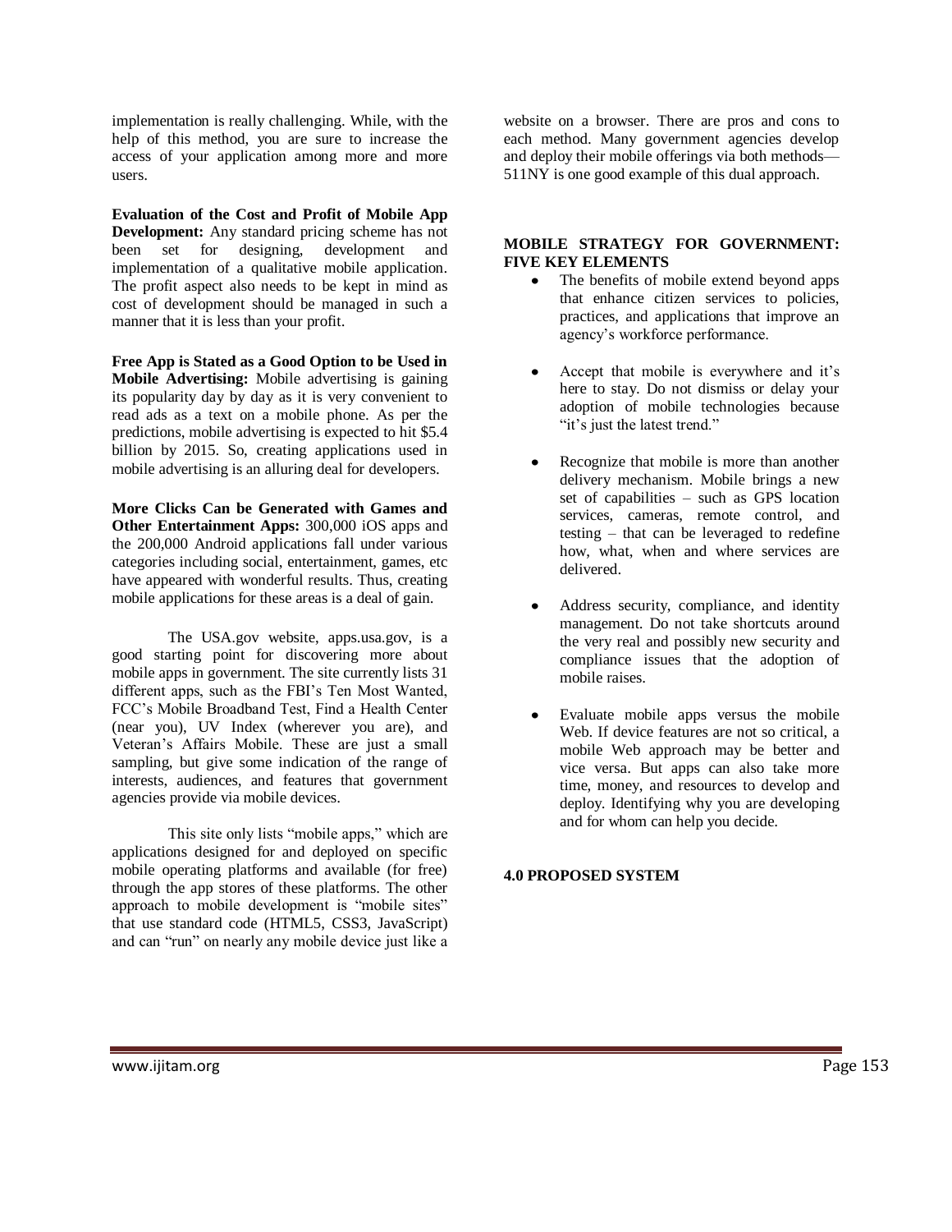implementation is really challenging. While, with the help of this method, you are sure to increase the access of your application among more and more users.

**Evaluation of the Cost and Profit of Mobile App Development:** Any standard pricing scheme has not been set for designing, development and implementation of a qualitative mobile application. The profit aspect also needs to be kept in mind as cost of development should be managed in such a manner that it is less than your profit.

**Free App is Stated as a Good Option to be Used in Mobile Advertising:** Mobile advertising is gaining its popularity day by day as it is very convenient to read ads as a text on a mobile phone. As per the predictions, mobile advertising is expected to hit $5.4 billion by 2015. So, creating applications used in mobile advertising is an alluring deal for developers.

**More Clicks Can be Generated with Games and Other Entertainment Apps:** 300,000 iOS apps and the 200,000 Android applications fall under various categories including social, entertainment, games, etc have appeared with wonderful results. Thus, creating mobile applications for these areas is a deal of gain.

The USA.gov website, apps.usa.gov, is a good starting point for discovering more about mobile apps in government. The site currently lists 31 different apps, such as the FBI's Ten Most Wanted, FCC's Mobile Broadband Test, Find a Health Center (near you), UV Index (wherever you are), and Veteran's Affairs Mobile. These are just a small sampling, but give some indication of the range of interests, audiences, and features that government agencies provide via mobile devices.

This site only lists "mobile apps," which are applications designed for and deployed on specific mobile operating platforms and available (for free) through the app stores of these platforms. The other approach to mobile development is "mobile sites" that use standard code (HTML5, CSS3, JavaScript) and can "run" on nearly any mobile device just like a website on a browser. There are pros and cons to each method. Many government agencies develop and deploy their mobile offerings via both methods—511NY is one good example of this dual approach.

## MOBILE STRATEGY FOR GOVERNMENT: FIVE KEY ELEMENTS

- The benefits of mobile extend beyond apps that enhance citizen services to policies, practices, and applications that improve an agency's workforce performance.
- Accept that mobile is everywhere and it's here to stay. Do not dismiss or delay your adoption of mobile technologies because "it's just the latest trend."
- Recognize that mobile is more than another delivery mechanism. Mobile brings a new set of capabilities – such as GPS location services, cameras, remote control, and testing – that can be leveraged to redefine how, what, when and where services are delivered.
- Address security, compliance, and identity management. Do not take shortcuts around the very real and possibly new security and compliance issues that the adoption of mobile raises.
- Evaluate mobile apps versus the mobile Web. If device features are not so critical, a mobile Web approach may be better and vice versa. But apps can also take more time, money, and resources to develop and deploy. Identifying why you are developing and for whom can help you decide.

## 4.0 PROPOSED SYSTEM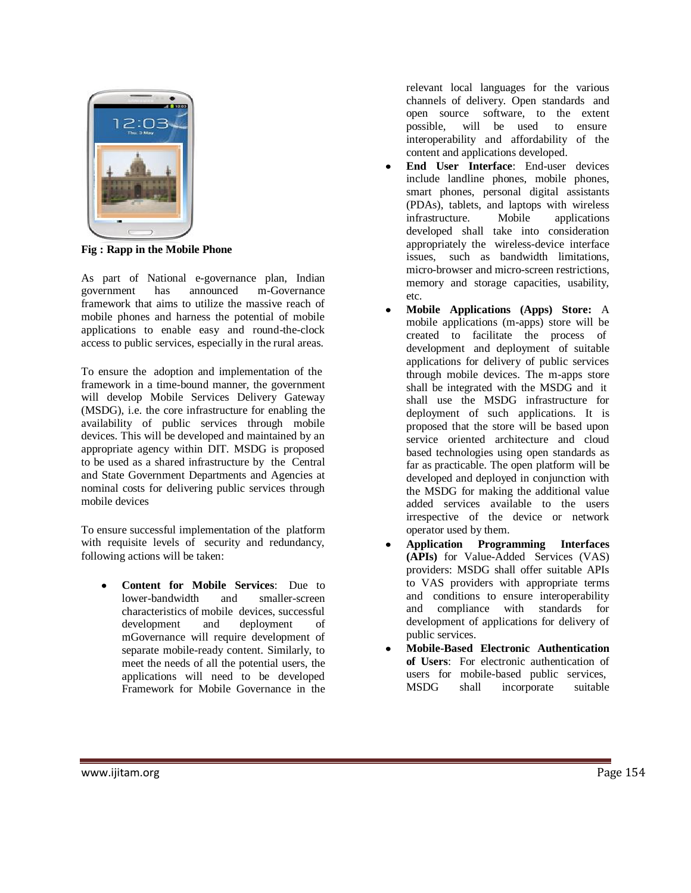Fig : Rapp in the Mobile Phone

As part of National e-governance plan, Indian government has announced m-Governance framework that aims to utilize the massive reach of mobile phones and harness the potential of mobile applications to enable easy and round-the-clock access to public services, especially in the rural areas.

To ensure the adoption and implementation of the framework in a time-bound manner, the government will develop Mobile Services Delivery Gateway (MSDG), i.e. the core infrastructure for enabling the availability of public services through mobile devices. This will be developed and maintained by an appropriate agency within DIT. MSDG is proposed to be used as a shared infrastructure by the Central and State Government Departments and Agencies at nominal costs for delivering public services through mobile devices

To ensure successful implementation of the platform with requisite levels of security and redundancy, following actions will be taken:

- **Content for Mobile Services**: Due to lower-bandwidth and smaller-screen characteristics of mobile devices, successful development and deployment of mGovernance will require development of separate mobile-ready content. Similarly, to meet the needs of all the potential users, the applications will need to be developed Framework for Mobile Governance in the relevant local languages for the various channels of delivery. Open standards and open source software, to the extent possible, will be used to ensure interoperability and affordability of the content and applications developed.
- **End User Interface**: End-user devices include landline phones, mobile phones, smart phones, personal digital assistants (PDAs), tablets, and laptops with wireless infrastructure. Mobile applications developed shall take into consideration appropriately the wireless-device interface issues, such as bandwidth limitations, micro-browser and micro-screen restrictions, memory and storage capacities, usability, etc.
- **Mobile Applications (Apps) Store:** A mobile applications (m-apps) store will be created to facilitate the process of development and deployment of suitable applications for delivery of public services through mobile devices. The m-apps store shall be integrated with the MSDG and it shall use the MSDG infrastructure for deployment of such applications. It is proposed that the store will be based upon service oriented architecture and cloud based technologies using open standards as far as practicable. The open platform will be developed and deployed in conjunction with the MSDG for making the additional value added services available to the users irrespective of the device or network operator used by them.
- **Application Programming Interfaces (APIs)** for Value-Added Services (VAS) providers: MSDG shall offer suitable APIs to VAS providers with appropriate terms and conditions to ensure interoperability and compliance with standards for development of applications for delivery of public services.
- **Mobile-Based Electronic Authentication of Users**: For electronic authentication of users for mobile-based public services, MSDG shall incorporate suitable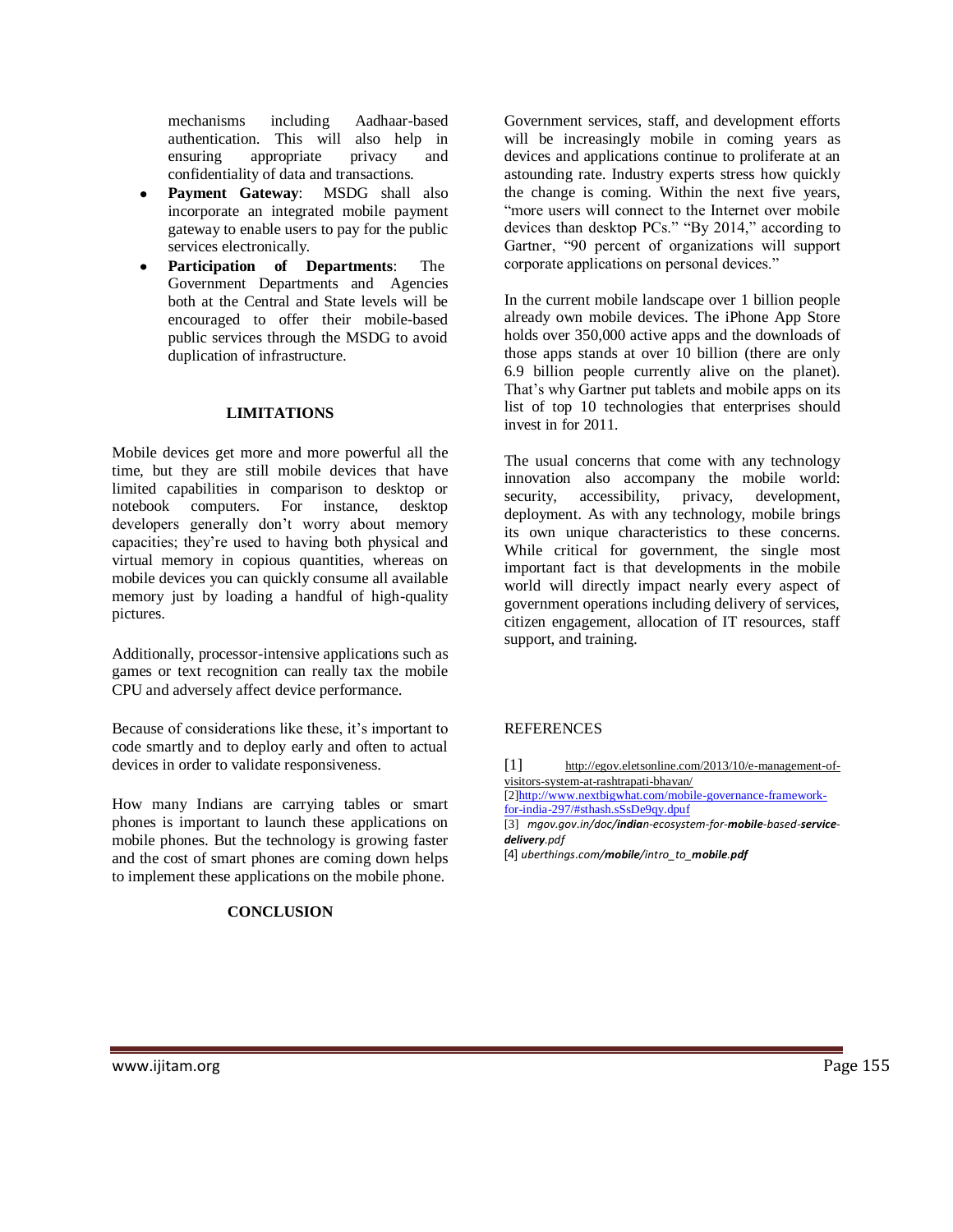mechanisms including Aadhaar-based authentication. This will also help in ensuring appropriate privacy and confidentiality of data and transactions.

- **Payment Gateway**: MSDG shall also incorporate an integrated mobile payment gateway to enable users to pay for the public services electronically.
- **Participation of Departments**: The Government Departments and Agencies both at the Central and State levels will be encouraged to offer their mobile-based public services through the MSDG to avoid duplication of infrastructure.

## LIMITATIONS

Mobile devices get more and more powerful all the time, but they are still mobile devices that have limited capabilities in comparison to desktop or notebook computers. For instance, desktop developers generally don't worry about memory capacities; they're used to having both physical and virtual memory in copious quantities, whereas on mobile devices you can quickly consume all available memory just by loading a handful of high-quality pictures.

Additionally, processor-intensive applications such as games or text recognition can really tax the mobile CPU and adversely affect device performance.

Because of considerations like these, it's important to code smartly and to deploy early and often to actual devices in order to validate responsiveness.

How many Indians are carrying tables or smart phones is important to launch these applications on mobile phones. But the technology is growing faster and the cost of smart phones are coming down helps to implement these applications on the mobile phone.

## CONCLUSION

Government services, staff, and development efforts will be increasingly mobile in coming years as devices and applications continue to proliferate at an astounding rate. Industry experts stress how quickly the change is coming. Within the next five years, "more users will connect to the Internet over mobile devices than desktop PCs." "By 2014," according to Gartner, "90 percent of organizations will support corporate applications on personal devices."

In the current mobile landscape over 1 billion people already own mobile devices. The iPhone App Store holds over 350,000 active apps and the downloads of those apps stands at over 10 billion (there are only 6.9 billion people currently alive on the planet). That's why Gartner put tablets and mobile apps on its list of top 10 technologies that enterprises should invest in for 2011.

The usual concerns that come with any technology innovation also accompany the mobile world: security, accessibility, privacy, development, deployment. As with any technology, mobile brings its own unique characteristics to these concerns. While critical for government, the single most important fact is that developments in the mobile world will directly impact nearly every aspect of government operations including delivery of services, citizen engagement, allocation of IT resources, staff support, and training.

## REFERENCES

[1] http://egov.eletsonline.com/2013/10/e-management-of-visitors-system-at-rashtrapati-bhavan/

[2]http://www.nextbigwhat.com/mobile-governance-framework-for-india-297/#sthash.sSsDe9qy.dpuf

[3] *mgov.gov.in/doc/**india**n-ecosystem-for-**mobile**-based-**service**-**delivery**.pdf*

[4] *uberthings.com/**mobile**/intro_to_**mobile**.**pdf***